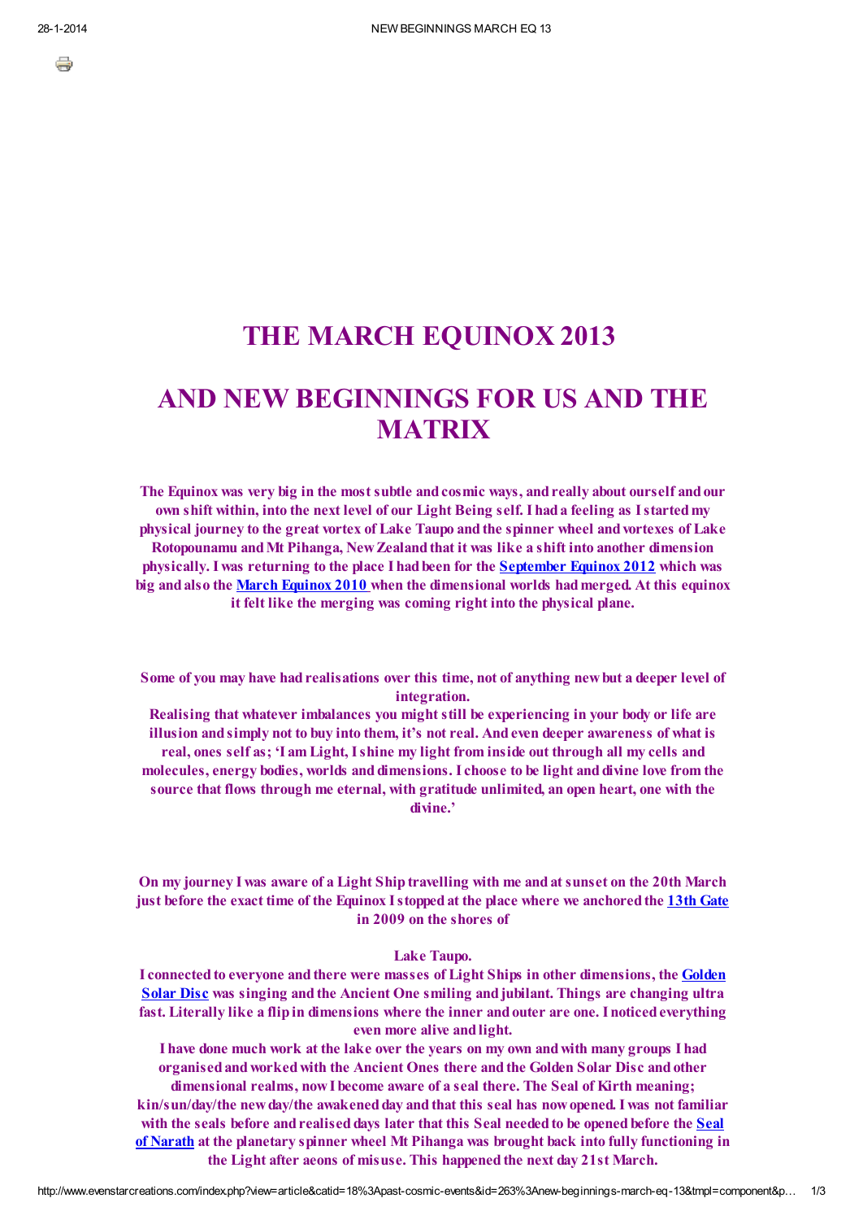# THE MARCH EQUINOX 2013

# AND NEW BEGINNINGS FOR US AND THE MATRIX

**The Equinox was very big in the most subtle and cosmic ways, and really about ourself and our own shift within, into the next level of our Light Being self. I had a feeling as I started my physical journey to the great vortex of Lake Taupo and the spinner wheel and vortexes of Lake Rotopounamu and Mt Pihanga, New Zealand that it was like a shift into another dimension physically. I was returning to the place I had been for the September Equinox 2012 which was big and also the March Equinox 2010 when the dimensional worlds had merged. At this equinox it felt like the merging was coming right into the physical plane.**

**Some of you may have had realisations over this time, not of anything new but a deeper level of integration.**
**Realising that whatever imbalances you might still be experiencing in your body or life are illusion and simply not to buy into them, it's not real. And even deeper awareness of what is real, ones self as; 'I am Light, I shine my light from inside out through all my cells and molecules, energy bodies, worlds and dimensions. I choose to be light and divine love from the source that flows through me eternal, with gratitude unlimited, an open heart, one with the divine.'**

**On my journey I was aware of a Light Ship travelling with me and at sunset on the 20th March just before the exact time of the Equinox I stopped at the place where we anchored the 13th Gate in 2009 on the shores of**

**Lake Taupo.**
**I connected to everyone and there were masses of Light Ships in other dimensions, the Golden Solar Disc was singing and the Ancient One smiling and jubilant. Things are changing ultra fast. Literally like a flip in dimensions where the inner and outer are one. I noticed everything even more alive and light.**
**I have done much work at the lake over the years on my own and with many groups I had organised and worked with the Ancient Ones there and the Golden Solar Disc and other dimensional realms, now I become aware of a seal there. The Seal of Kirth meaning; kin/sun/day/the new day/the awakened day and that this seal has now opened. I was not familiar with the seals before and realised days later that this Seal needed to be opened before the Seal of Narath at the planetary spinner wheel Mt Pihanga was brought back into fully functioning in the Light after aeons of misuse. This happened the next day 21st March.**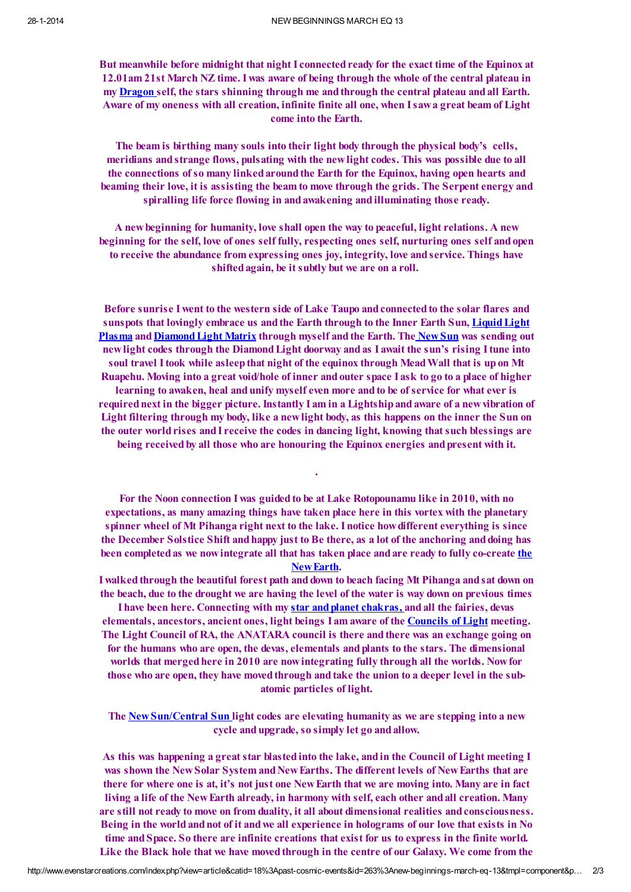But meanwhile before midnight that night I connected ready for the exact time of the Equinox at 12.01am 21st March NZ time. I was aware of being through the whole of the central plateau in my Dragon self, the stars shinning through me and through the central plateau and all Earth. Aware of my oneness with all creation, infinite finite all one, when I saw a great beam of Light come into the Earth.

The beam is birthing many souls into their light body through the physical body's cells, meridians and strange flows, pulsating with the new light codes. This was possible due to all the connections of so many linked around the Earth for the Equinox, having open hearts and beaming their love, it is assisting the beam to move through the grids. The Serpent energy and spiralling life force flowing in and awakening and illuminating those ready.

A new beginning for humanity, love shall open the way to peaceful, light relations. A new beginning for the self, love of ones self fully, respecting ones self, nurturing ones self and open to receive the abundance from expressing ones joy, integrity, love and service. Things have shifted again, be it subtly but we are on a roll.

Before sunrise I went to the western side of Lake Taupo and connected to the solar flares and sunspots that lovingly embrace us and the Earth through to the Inner Earth Sun, Liquid Light Plasma and Diamond Light Matrix through myself and the Earth. The New Sun was sending out new light codes through the Diamond Light doorway and as I await the sun's rising I tune into soul travel I took while asleep that night of the equinox through Mead Wall that is up on Mt Ruapehu. Moving into a great void/hole of inner and outer space I ask to go to a place of higher learning to awaken, heal and unify myself even more and to be of service for what ever is required next in the bigger picture. Instantly I am in a Lightship and aware of a new vibration of Light filtering through my body, like a new light body, as this happens on the inner the Sun on the outer world rises and I receive the codes in dancing light, knowing that such blessings are being received by all those who are honouring the Equinox energies and present with it.

.

For the Noon connection I was guided to be at Lake Rotopounamu like in 2010, with no expectations, as many amazing things have taken place here in this vortex with the planetary spinner wheel of Mt Pihanga right next to the lake. I notice how different everything is since the December Solstice Shift and happy just to Be there, as a lot of the anchoring and doing has been completed as we now integrate all that has taken place and are ready to fully co-create the New Earth.

I walked through the beautiful forest path and down to beach facing Mt Pihanga and sat down on the beach, due to the drought we are having the level of the water is way down on previous times I have been here. Connecting with my star and planet chakras, and all the fairies, devas elementals, ancestors, ancient ones, light beings I am aware of the Councils of Light meeting. The Light Council of RA, the ANATARA council is there and there was an exchange going on for the humans who are open, the devas, elementals and plants to the stars. The dimensional worlds that merged here in 2010 are now integrating fully through all the worlds. Now for those who are open, they have moved through and take the union to a deeper level in the sub-atomic particles of light.

The New Sun/Central Sun light codes are elevating humanity as we are stepping into a new cycle and upgrade, so simply let go and allow.

As this was happening a great star blasted into the lake, and in the Council of Light meeting I was shown the New Solar System and New Earths. The different levels of New Earths that are there for where one is at, it's not just one New Earth that we are moving into. Many are in fact living a life of the New Earth already, in harmony with self, each other and all creation. Many are still not ready to move on from duality, it all about dimensional realities and consciousness. Being in the world and not of it and we all experience in holograms of our love that exists in No time and Space. So there are infinite creations that exist for us to express in the finite world. Like the Black hole that we have moved through in the centre of our Galaxy. We come from the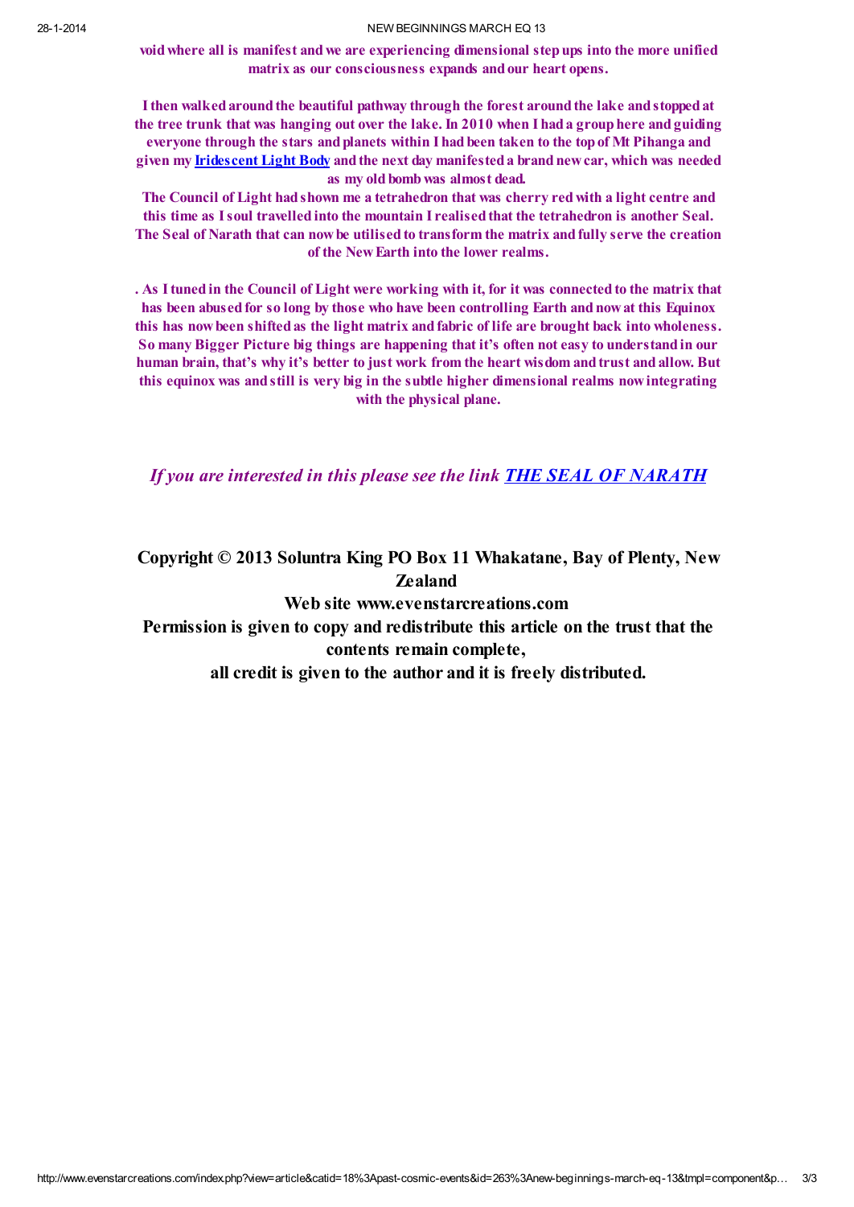**void where all is manifest and we are experiencing dimensional step ups into the more unified matrix as our consciousness expands and our heart opens.**

**I then walked around the beautiful pathway through the forest around the lake and stopped at the tree trunk that was hanging out over the lake. In 2010 when I had a group here and guiding everyone through the stars and planets within I had been taken to the top of Mt Pihanga and given my [Iridescent Light Body] and the next day manifested a brand new car, which was needed as my old bomb was almost dead.**
**The Council of Light had shown me a tetrahedron that was cherry red with a light centre and this time as I soul travelled into the mountain I realised that the tetrahedron is another Seal. The Seal of Narath that can now be utilised to transform the matrix and fully serve the creation of the New Earth into the lower realms.**

**. As I tuned in the Council of Light were working with it, for it was connected to the matrix that has been abused for so long by those who have been controlling Earth and now at this Equinox this has now been shifted as the light matrix and fabric of life are brought back into wholeness. So many Bigger Picture big things are happening that it's often not easy to understand in our human brain, that's why it's better to just work from the heart wisdom and trust and allow. But this equinox was and still is very big in the subtle higher dimensional realms now integrating with the physical plane.**

***If you are interested in this please see the link [THE SEAL OF NARATH]***

**Copyright © 2013 Soluntra King PO Box 11 Whakatane, Bay of Plenty, New Zealand**
**Web site www.evenstarcreations.com**
**Permission is given to copy and redistribute this article on the trust that the contents remain complete,**
**all credit is given to the author and it is freely distributed.**